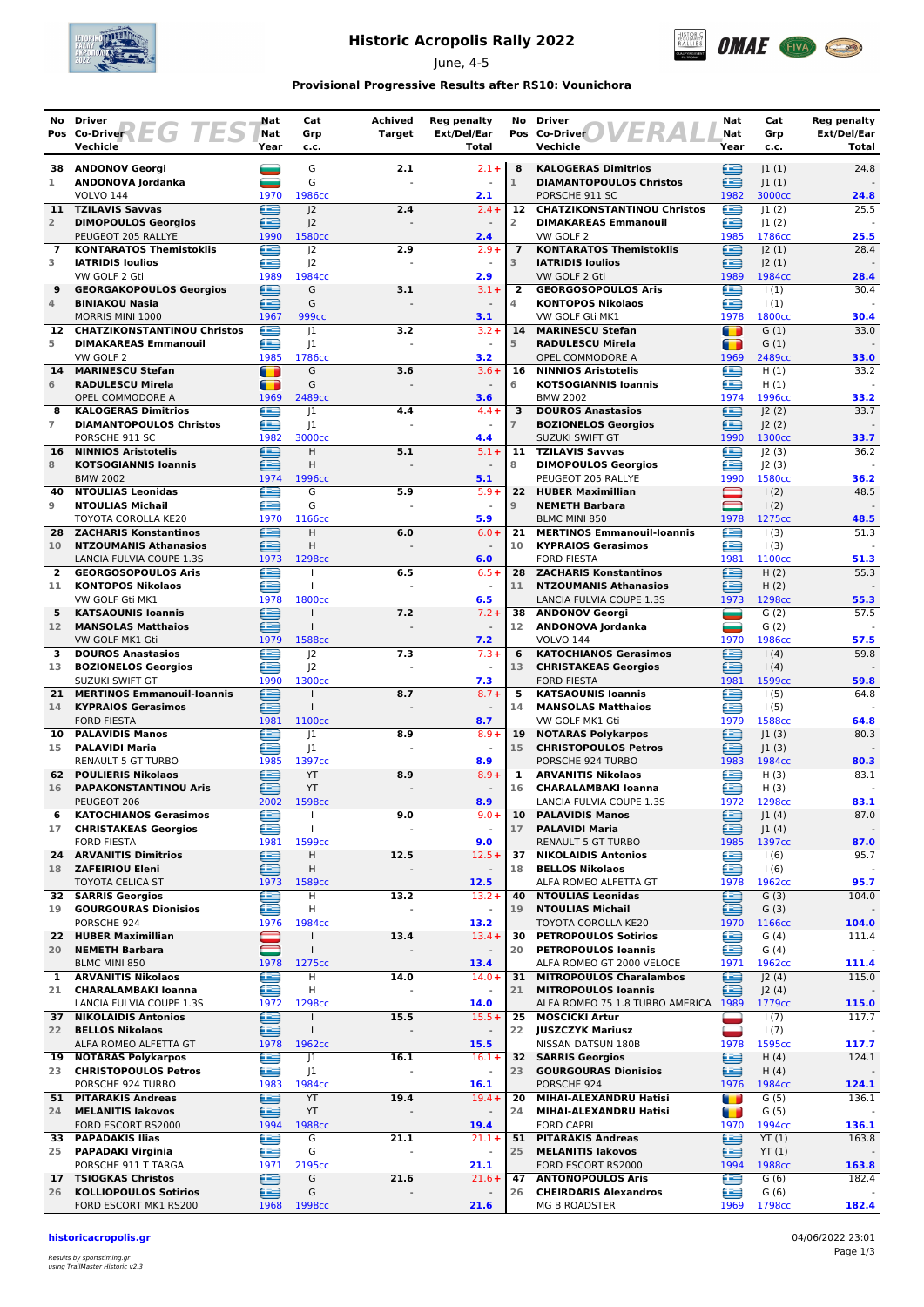# Historic Acropolis Rally 2022

June, 4-5

**Provisional Progressive Results after RS10: Vounichora**

## REG TEST

| No Pos | Driver / Co-Driver / Vehicle | Nat | Cat Grp c.c. | Achived Target | Reg penalty Ext/Del/Ear Total |
|---|---|---|---|---|---|
| 38 / 1 | **ANDONOV Georgi** / **ANDONOVA Jordanka** / VOLVO 144 | 1970 | G / G / 1986cc | 2.1 | 2.1+ / - / 2.1 |
| 11 / 2 | **TZILAVIS Savvas** / **DIMOPOULOS Georgios** / PEUGEOT 205 RALLYE | 1990 | J2 / J2 / 1580cc | 2.4 | 2.4+ / - / 2.4 |
| 7 / 3 | **KONTARATOS Themistoklis** / **IATRIDIS Ioulios** / VW GOLF 2 Gti | 1989 | J2 / J2 / 1984cc | 2.9 | 2.9+ / - / 2.9 |
| 9 / 4 | **GEORGAKOPOULOS Georgios** / **BINIAKOU Nasia** / MORRIS MINI 1000 | 1967 | G / G / 999cc | 3.1 | 3.1+ / - / 3.1 |
| 12 / 5 | **CHATZIKONSTANTINOU Christos** / **DIMAKAREAS Emmanouil** / VW GOLF 2 | 1985 | J1 / J1 / 1786cc | 3.2 | 3.2+ / - / 3.2 |
| 14 / 6 | **MARINESCU Stefan** / **RADULESCU Mirela** / OPEL COMMODORE A | 1969 | G / G / 2489cc | 3.6 | 3.6+ / - / 3.6 |
| 8 / 7 | **KALOGERAS Dimitrios** / **DIAMANTOPOULOS Christos** / PORSCHE 911 SC | 1982 | J1 / J1 / 3000cc | 4.4 | 4.4+ / - / 4.4 |
| 16 / 8 | **NINNIOS Aristotelis** / **KOTSOGIANNIS Ioannis** / BMW 2002 | 1974 | H / H / 1996cc | 5.1 | 5.1+ / - / 5.1 |
| 40 / 9 | **NTOULIAS Leonidas** / **NTOULIAS Michail** / TOYOTA COROLLA KE20 | 1970 | G / G / 1166cc | 5.9 | 5.9+ / - / 5.9 |
| 28 / 10 | **ZACHARIS Konstantinos** / **NTZOUMANIS Athanasios** / LANCIA FULVIA COUPE 1.3S | 1973 | H / H / 1298cc | 6.0 | 6.0+ / - / 6.0 |
| 2 / 11 | **GEORGOSOPOULOS Aris** / **KONTOPOS Nikolaos** / VW GOLF Gti MK1 | 1978 | I / I / 1800cc | 6.5 | 6.5+ / - / 6.5 |
| 5 / 12 | **KATSAOUNIS Ioannis** / **MANSOLAS Matthaios** / VW GOLF MK1 Gti | 1979 | I / I / 1588cc | 7.2 | 7.2+ / - / 7.2 |
| 3 / 13 | **DOUROS Anastasios** / **BOZIONELOS Georgios** / SUZUKI SWIFT GT | 1990 | J2 / J2 / 1300cc | 7.3 | 7.3+ / - / 7.3 |
| 21 / 14 | **MERTINOS Emmanouil-Ioannis** / **KYPRAIOS Gerasimos** / FORD FIESTA | 1981 | I / I / 1100cc | 8.7 | 8.7+ / - / 8.7 |
| 10 / 15 | **PALAVIDIS Manos** / **PALAVIDI Maria** / RENAULT 5 GT TURBO | 1985 | J1 / J1 / 1397cc | 8.9 | 8.9+ / - / 8.9 |
| 62 / 16 | **POULIERIS Nikolaos** / **PAPAKONSTANTINOU Aris** / PEUGEOT 206 | 2002 | YT / YT / 1598cc | 8.9 | 8.9+ / - / 8.9 |
| 6 / 17 | **KATOCHIANOS Gerasimos** / **CHRISTAKEAS Georgios** / FORD FIESTA | 1981 | I / I / 1599cc | 9.0 | 9.0+ / - / 9.0 |
| 24 / 18 | **ARVANITIS Dimitrios** / **ZAFEIRIOU Eleni** / TOYOTA CELICA ST | 1973 | H / H / 1589cc | 12.5 | 12.5+ / - / 12.5 |
| 32 / 19 | **SARRIS Georgios** / **GOURGOURAS Dionisios** / PORSCHE 924 | 1976 | H / H / 1984cc | 13.2 | 13.2+ / - / 13.2 |
| 22 / 20 | **HUBER Maximillian** / **NEMETH Barbara** / BLMC MINI 850 | 1978 | I / I / 1275cc | 13.4 | 13.4+ / - / 13.4 |
| 1 / 21 | **ARVANITIS Nikolaos** / **CHARALAMBAKI Ioanna** / LANCIA FULVIA COUPE 1.3S | 1972 | H / H / 1298cc | 14.0 | 14.0+ / - / 14.0 |
| 37 / 22 | **NIKOLAIDIS Antonios** / **BELLOS Nikolaos** / ALFA ROMEO ALFETTA GT | 1978 | I / I / 1962cc | 15.5 | 15.5+ / - / 15.5 |
| 19 / 23 | **NOTARAS Polykarpos** / **CHRISTOPOULOS Petros** / PORSCHE 924 TURBO | 1983 | J1 / J1 / 1984cc | 16.1 | 16.1+ / - / 16.1 |
| 51 / 24 | **PITARAKIS Andreas** / **MELANITIS Iakovos** / FORD ESCORT RS2000 | 1994 | YT / YT / 1988cc | 19.4 | 19.4+ / - / 19.4 |
| 33 / 25 | **PAPADAKIS Ilias** / **PAPADAKI Virginia** / PORSCHE 911 T TARGA | 1971 | G / G / 2195cc | 21.1 | 21.1+ / - / 21.1 |
| 17 / 26 | **TSIOGKAS Christos** / **KOLLIOPOULOS Sotirios** / FORD ESCORT MK1 RS200 | 1968 | G / G / 1998cc | 21.6 | 21.6+ / - / 21.6 |

## OVERALL

| No Pos | Driver / Co-Driver / Vehicle | Nat Year | Cat Grp c.c. | Reg penalty Ext/Del/Ear Total |
|---|---|---|---|---|
| 8 / 1 | **KALOGERAS Dimitrios** / **DIAMANTOPOULOS Christos** / PORSCHE 911 SC | 1982 | J1 (1) / J1 (1) / 3000cc | 24.8 / - / 24.8 |
| 12 / 2 | **CHATZIKONSTANTINOU Christos** / **DIMAKAREAS Emmanouil** / VW GOLF 2 | 1985 | J1 (2) / J1 (2) / 1786cc | 25.5 / - / 25.5 |
| 7 / 3 | **KONTARATOS Themistoklis** / **IATRIDIS Ioulios** / VW GOLF 2 Gti | 1989 | J2 (1) / J2 (1) / 1984cc | 28.4 / - / 28.4 |
| 2 / 4 | **GEORGOSOPOULOS Aris** / **KONTOPOS Nikolaos** / VW GOLF Gti MK1 | 1978 | I (1) / I (1) / 1800cc | 30.4 / - / 30.4 |
| 14 / 5 | **MARINESCU Stefan** / **RADULESCU Mirela** / OPEL COMMODORE A | 1969 | G (1) / G (1) / 2489cc | 33.0 / - / 33.0 |
| 16 / 6 | **NINNIOS Aristotelis** / **KOTSOGIANNIS Ioannis** / BMW 2002 | 1974 | H (1) / H (1) / 1996cc | 33.2 / - / 33.2 |
| 3 / 7 | **DOUROS Anastasios** / **BOZIONELOS Georgios** / SUZUKI SWIFT GT | 1990 | J2 (2) / J2 (2) / 1300cc | 33.7 / - / 33.7 |
| 11 / 8 | **TZILAVIS Savvas** / **DIMOPOULOS Georgios** / PEUGEOT 205 RALLYE | 1990 | J2 (3) / J2 (3) / 1580cc | 36.2 / - / 36.2 |
| 22 / 9 | **HUBER Maximillian** / **NEMETH Barbara** / BLMC MINI 850 | 1978 | I (2) / I (2) / 1275cc | 48.5 / - / 48.5 |
| 21 / 10 | **MERTINOS Emmanouil-Ioannis** / **KYPRAIOS Gerasimos** / FORD FIESTA | 1981 | I (3) / I (3) / 1100cc | 51.3 / - / 51.3 |
| 28 / 11 | **ZACHARIS Konstantinos** / **NTZOUMANIS Athanasios** / LANCIA FULVIA COUPE 1.3S | 1973 | H (2) / H (2) / 1298cc | 55.3 / - / 55.3 |
| 38 / 12 | **ANDONOV Georgi** / **ANDONOVA Jordanka** / VOLVO 144 | 1970 | G (2) / G (2) / 1986cc | 57.5 / - / 57.5 |
| 6 / 13 | **KATOCHIANOS Gerasimos** / **CHRISTAKEAS Georgios** / FORD FIESTA | 1981 | I (4) / I (4) / 1599cc | 59.8 / - / 59.8 |
| 5 / 14 | **KATSAOUNIS Ioannis** / **MANSOLAS Matthaios** / VW GOLF MK1 Gti | 1979 | I (5) / I (5) / 1588cc | 64.8 / - / 64.8 |
| 19 / 15 | **NOTARAS Polykarpos** / **CHRISTOPOULOS Petros** / PORSCHE 924 TURBO | 1983 | J1 (3) / J1 (3) / 1984cc | 80.3 / - / 80.3 |
| 1 / 16 | **ARVANITIS Nikolaos** / **CHARALAMBAKI Ioanna** / LANCIA FULVIA COUPE 1.3S | 1972 | H (3) / H (3) / 1298cc | 83.1 / - / 83.1 |
| 10 / 17 | **PALAVIDIS Manos** / **PALAVIDI Maria** / RENAULT 5 GT TURBO | 1985 | J1 (4) / J1 (4) / 1397cc | 87.0 / - / 87.0 |
| 37 / 18 | **NIKOLAIDIS Antonios** / **BELLOS Nikolaos** / ALFA ROMEO ALFETTA GT | 1978 | I (6) / I (6) / 1962cc | 95.7 / - / 95.7 |
| 40 / 19 | **NTOULIAS Leonidas** / **NTOULIAS Michail** / TOYOTA COROLLA KE20 | 1970 | G (3) / G (3) / 1166cc | 104.0 / - / 104.0 |
| 30 / 20 | **PETROPOULOS Sotirios** / **PETROPOULOS Ioannis** / ALFA ROMEO GT 2000 VELOCE | 1971 | G (4) / G (4) / 1962cc | 111.4 / - / 111.4 |
| 31 / 21 | **MITROPOULOS Charalambos** / **MITROPOULOS Ioannis** / ALFA ROMEO 75 1.8 TURBO AMERICA | 1989 | J2 (4) / J2 (4) / 1779cc | 115.0 / - / 115.0 |
| 25 / 22 | **MOSCICKI Artur** / **JUSZCZYK Mariusz** / NISSAN DATSUN 180B | 1978 | I (7) / I (7) / 1595cc | 117.7 / - / 117.7 |
| 32 / 23 | **SARRIS Georgios** / **GOURGOURAS Dionisios** / PORSCHE 924 | 1976 | H (4) / H (4) / 1984cc | 124.1 / - / 124.1 |
| 20 / 24 | **MIHAI-ALEXANDRU Hatisi** / **MIHAI-ALEXANDRU Hatisi** / FORD CORTINA | 1970 | G (5) / G (5) / 1994cc | 136.1 / - / 136.1 |
| 51 / 25 | **PITARAKIS Andreas** / **MELANITIS Iakovos** / FORD ESCORT RS2000 | 1994 | YT (1) / YT (1) / 1988cc | 163.8 / - / 163.8 |
| 47 / 26 | **ANTONOPOULOS Aris** / **CHEIRDARIS Alexandros** / MG B ROADSTER | 1969 | G (6) / G (6) / 1798cc | 182.4 / - / 182.4 |

**historicacropolis.gr**

04/06/2022 23:01

*Results by sportstiming.gr using TrailMaster Historic v2.3*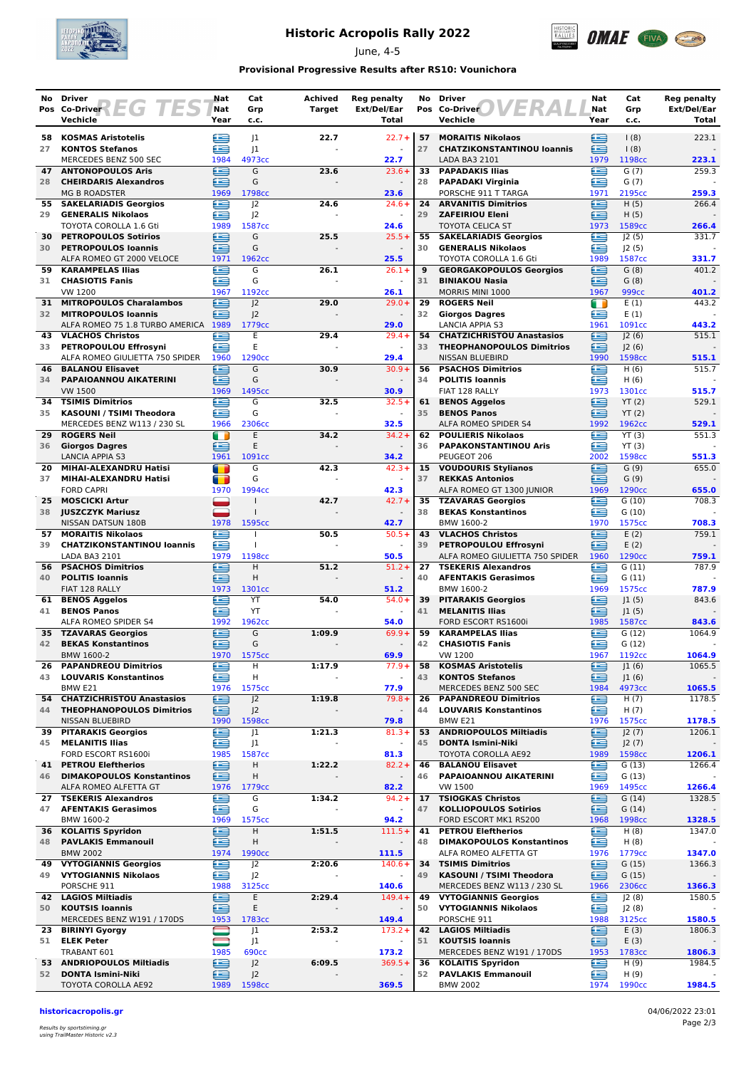# Historic Acropolis Rally 2022

June, 4-5

**Provisional Progressive Results after RS10: Vounichora**

## REG TEST

| No | Pos | Driver / Co-Driver / Vehicle | Nat | Cat Grp | Year | c.c. | Achived Target | Reg penalty Ext/Del/Ear | Total |
|---|---|---|---|---|---|---|---|---|---|
| 58 | 27 | KOSMAS Aristotelis / KONTOS Stefanos / MERCEDES BENZ 500 SEC | GRE | J1 | 1984 | 4973cc | 22.7 | 22.7+ | 22.7 |
| 47 | 28 | ANTONOPOULOS Aris / CHEIRDARIS Alexandros / MG B ROADSTER | GRE | G | 1969 | 1798cc | 23.6 | 23.6+ | 23.6 |
| 55 | 29 | SAKELARIADIS Georgios / GENERALIS Nikolaos / TOYOTA COROLLA 1.6 Gti | GRE | J2 | 1989 | 1587cc | 24.6 | 24.6+ | 24.6 |
| 30 | 30 | PETROPOULOS Sotirios / PETROPOULOS Ioannis / ALFA ROMEO GT 2000 VELOCE | GRE | G | 1971 | 1962cc | 25.5 | 25.5+ | 25.5 |
| 59 | 31 | KARAMPELAS Ilias / CHASIOTIS Fanis / VW 1200 | GRE | G | 1967 | 1192cc | 26.1 | 26.1+ | 26.1 |
| 31 | 32 | MITROPOULOS Charalambos / MITROPOULOS Ioannis / ALFA ROMEO 75 1.8 TURBO AMERICA | GRE | J2 | 1989 | 1779cc | 29.0 | 29.0+ | 29.0 |
| 43 | 33 | VLACHOS Christos / PETROPOULOU Effrosyni / ALFA ROMEO GIULIETTA 750 SPIDER | GRE | E | 1960 | 1290cc | 29.4 | 29.4+ | 29.4 |
| 46 | 34 | BALANOU Elisavet / PAPAIOANNOU AIKATERINI / VW 1500 | GRE | G | 1969 | 1495cc | 30.9 | 30.9+ | 30.9 |
| 34 | 35 | TSIMIS Dimitrios / KASOUNI / TSIMI Theodora / MERCEDES BENZ W113 / 230 SL | GRE | G | 1966 | 2306cc | 32.5 | 32.5+ | 32.5 |
| 29 | 36 | ROGERS Neil / Giorgos Dagres / LANCIA APPIA S3 | IRL / GRE | E | 1961 | 1091cc | 34.2 | 34.2+ | 34.2 |
| 20 | 37 | MIHAI-ALEXANDRU Hatisi / MIHAI-ALEXANDRU Hatisi / FORD CAPRI | ROU | G | 1970 | 1994cc | 42.3 | 42.3+ | 42.3 |
| 25 | 38 | MOSCICKI Artur / JUSZCZYK Mariusz / NISSAN DATSUN 180B | POL | I | 1978 | 1595cc | 42.7 | 42.7+ | 42.7 |
| 57 | 39 | MORAITIS Nikolaos / CHATZIKONSTANTINOU Ioannis / LADA BA3 2101 | GRE | I | 1979 | 1198cc | 50.5 | 50.5+ | 50.5 |
| 56 | 40 | PSACHOS Dimitrios / POLITIS Ioannis / FIAT 128 RALLY | GRE | H | 1973 | 1301cc | 51.2 | 51.2+ | 51.2 |
| 61 | 41 | BENOS Aggelos / BENOS Panos / ALFA ROMEO SPIDER S4 | GRE | YT | 1992 | 1962cc | 54.0 | 54.0+ | 54.0 |
| 35 | 42 | TZAVARAS Georgios / BEKAS Konstantinos / BMW 1600-2 | GRE | G | 1970 | 1575cc | 1:09.9 | 69.9+ | 69.9 |
| 26 | 43 | PAPANDREOU Dimitrios / LOUVARIS Konstantinos / BMW E21 | GRE | H | 1976 | 1575cc | 1:17.9 | 77.9+ | 77.9 |
| 54 | 44 | CHATZICHRISTOU Anastasios / THEOPHANOPOULOS Dimitrios / NISSAN BLUEBIRD | GRE | J2 | 1990 | 1598cc | 1:19.8 | 79.8+ | 79.8 |
| 39 | 45 | PITARAKIS Georgios / MELANITIS Ilias / FORD ESCORT RS1600i | GRE | J1 | 1985 | 1587cc | 1:21.3 | 81.3+ | 81.3 |
| 41 | 46 | PETROU Eleftherios / DIMAKOPOULOS Konstantinos / ALFA ROMEO ALFETTA GT | GRE | H | 1976 | 1779cc | 1:22.2 | 82.2+ | 82.2 |
| 27 | 47 | TSEKERIS Alexandros / AFENTAKIS Gerasimos / BMW 1600-2 | GRE | G | 1969 | 1575cc | 1:34.2 | 94.2+ | 94.2 |
| 36 | 48 | KOLAITIS Spyridon / PAVLAKIS Emmanouil / BMW 2002 | GRE | H | 1974 | 1990cc | 1:51.5 | 111.5+ | 111.5 |
| 49 | 49 | VYTOGIANNIS Georgios / VYTOGIANNIS Nikolaos / PORSCHE 911 | GRE | J2 | 1988 | 3125cc | 2:20.6 | 140.6+ | 140.6 |
| 42 | 50 | LAGIOS Miltiadis / KOUTSIS Ioannis / MERCEDES BENZ W191 / 170DS | GRE | E | 1953 | 1783cc | 2:29.4 | 149.4+ | 149.4 |
| 23 | 51 | BIRINYI Gyorgy / ELEK Peter / TRABANT 601 | HUN | J1 | 1985 | 690cc | 2:53.2 | 173.2+ | 173.2 |
| 53 | 52 | ANDRIOPOULOS Miltiadis / DONTA Ismini-Niki / TOYOTA COROLLA AE92 | GRE | J2 | 1989 | 1598cc | 6:09.5 | 369.5+ | 369.5 |

## OVERALL

| No | Pos | Driver / Co-Driver / Vehicle | Nat | Cat Grp | Year | c.c. | Reg penalty Ext/Del/Ear | Total |
|---|---|---|---|---|---|---|---|---|
| 57 | 27 | MORAITIS Nikolaos / CHATZIKONSTANTINOU Ioannis / LADA BA3 2101 | GRE | I (8) | 1979 | 1198cc | 223.1 | 223.1 |
| 33 | 28 | PAPADAKIS Ilias / PAPADAKI Virginia / PORSCHE 911 T TARGA | GRE | G (7) | 1971 | 2195cc | 259.3 | 259.3 |
| 24 | 29 | ARVANITIS Dimitrios / ZAFEIRIOU Eleni / TOYOTA CELICA ST | GRE | H (5) | 1973 | 1589cc | 266.4 | 266.4 |
| 55 | 30 | SAKELARIADIS Georgios / GENERALIS Nikolaos / TOYOTA COROLLA 1.6 Gti | GRE | J2 (5) | 1989 | 1587cc | 331.7 | 331.7 |
| 9 | 31 | GEORGAKOPOULOS Georgios / BINIAKOU Nasia / MORRIS MINI 1000 | GRE | G (8) | 1967 | 999cc | 401.2 | 401.2 |
| 29 | 32 | ROGERS Neil / Giorgos Dagres / LANCIA APPIA S3 | IRL / GRE | E (1) | 1961 | 1091cc | 443.2 | 443.2 |
| 54 | 33 | CHATZICHRISTOU Anastasios / THEOPHANOPOULOS Dimitrios / NISSAN BLUEBIRD | GRE | J2 (6) | 1990 | 1598cc | 515.1 | 515.1 |
| 56 | 34 | PSACHOS Dimitrios / POLITIS Ioannis / FIAT 128 RALLY | GRE | H (6) | 1973 | 1301cc | 515.7 | 515.7 |
| 61 | 35 | BENOS Aggelos / BENOS Panos / ALFA ROMEO SPIDER S4 | GRE | YT (2) | 1992 | 1962cc | 529.1 | 529.1 |
| 62 | 36 | POULIERIS Nikolaos / PAPAKONSTANTINOU Aris / PEUGEOT 206 | GRE | YT (3) | 2002 | 1598cc | 551.3 | 551.3 |
| 15 | 37 | VOUDOURIS Stylianos / REKKAS Antonios / ALFA ROMEO GT 1300 JUNIOR | GRE | G (9) | 1969 | 1290cc | 655.0 | 655.0 |
| 35 | 38 | TZAVARAS Georgios / BEKAS Konstantinos / BMW 1600-2 | GRE | G (10) | 1970 | 1575cc | 708.3 | 708.3 |
| 43 | 39 | VLACHOS Christos / PETROPOULOU Effrosyni / ALFA ROMEO GIULIETTA 750 SPIDER | GRE | E (2) | 1960 | 1290cc | 759.1 | 759.1 |
| 27 | 40 | TSEKERIS Alexandros / AFENTAKIS Gerasimos / BMW 1600-2 | GRE | G (11) | 1969 | 1575cc | 787.9 | 787.9 |
| 39 | 41 | PITARAKIS Georgios / MELANITIS Ilias / FORD ESCORT RS1600i | GRE | J1 (5) | 1985 | 1587cc | 843.6 | 843.6 |
| 59 | 42 | KARAMPELAS Ilias / CHASIOTIS Fanis / VW 1200 | GRE | G (12) | 1967 | 1192cc | 1064.9 | 1064.9 |
| 58 | 43 | KOSMAS Aristotelis / KONTOS Stefanos / MERCEDES BENZ 500 SEC | GRE | J1 (6) | 1984 | 4973cc | 1065.5 | 1065.5 |
| 26 | 44 | PAPANDREOU Dimitrios / LOUVARIS Konstantinos / BMW E21 | GRE | H (7) | 1976 | 1575cc | 1178.5 | 1178.5 |
| 53 | 45 | ANDRIOPOULOS Miltiadis / DONTA Ismini-Niki / TOYOTA COROLLA AE92 | GRE | J2 (7) | 1989 | 1598cc | 1206.1 | 1206.1 |
| 46 | 46 | BALANOU Elisavet / PAPAIOANNOU AIKATERINI / VW 1500 | GRE | G (13) | 1969 | 1495cc | 1266.4 | 1266.4 |
| 17 | 47 | TSIOGKAS Christos / KOLLIOPOULOS Sotirios / FORD ESCORT MK1 RS200 | GRE | G (14) | 1968 | 1998cc | 1328.5 | 1328.5 |
| 41 | 48 | PETROU Eleftherios / DIMAKOPOULOS Konstantinos / ALFA ROMEO ALFETTA GT | GRE | H (8) | 1976 | 1779cc | 1347.0 | 1347.0 |
| 34 | 49 | TSIMIS Dimitrios / KASOUNI / TSIMI Theodora / MERCEDES BENZ W113 / 230 SL | GRE | G (15) | 1966 | 2306cc | 1366.3 | 1366.3 |
| 49 | 50 | VYTOGIANNIS Georgios / VYTOGIANNIS Nikolaos / PORSCHE 911 | GRE | J2 (8) | 1988 | 3125cc | 1580.5 | 1580.5 |
| 42 | 51 | LAGIOS Miltiadis / KOUTSIS Ioannis / MERCEDES BENZ W191 / 170DS | GRE | E (3) | 1953 | 1783cc | 1806.3 | 1806.3 |
| 36 | 52 | KOLAITIS Spyridon / PAVLAKIS Emmanouil / BMW 2002 | GRE | H (9) | 1974 | 1990cc | 1984.5 | 1984.5 |

historicacropolis.gr

*Results by sportstiming.gr using TrailMaster Historic v2.3*

04/06/2022 23:01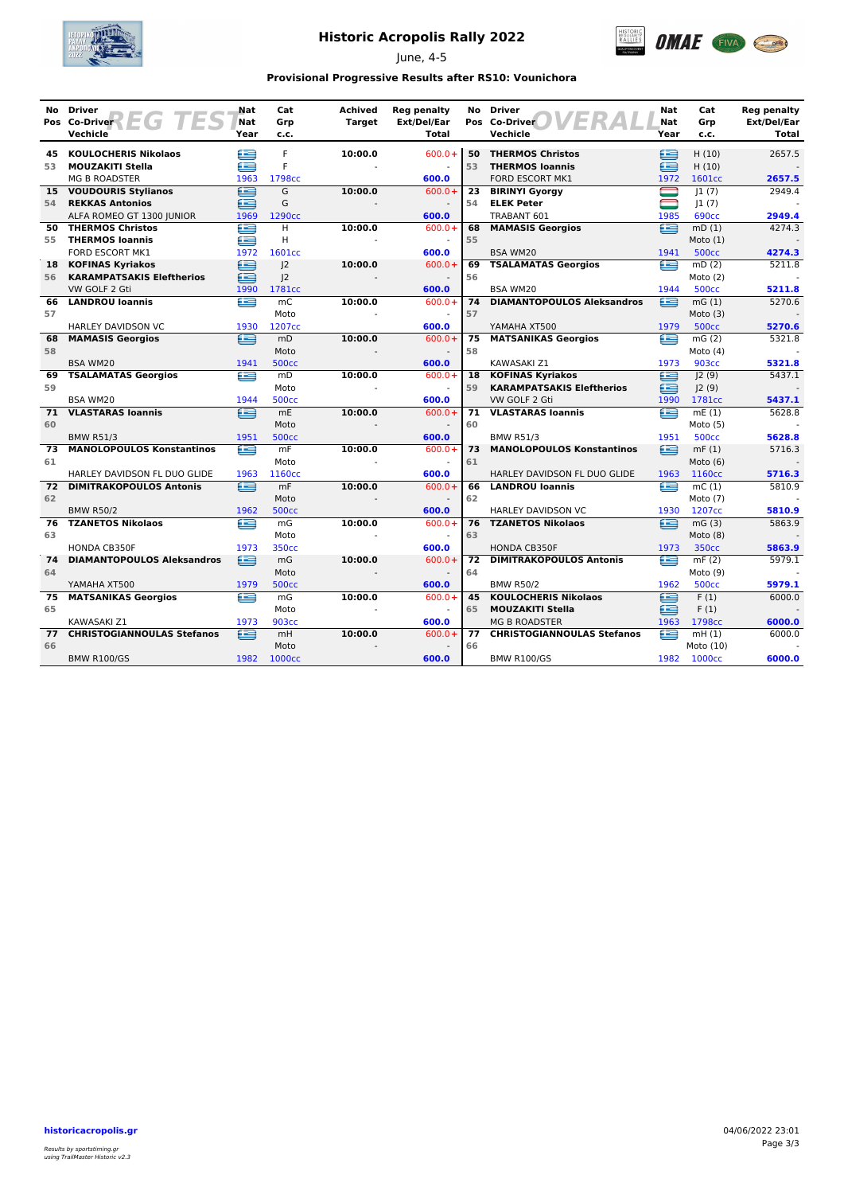# Historic Acropolis Rally 2022

June, 4-5

**Provisional Progressive Results after RS10: Vounichora**

## REG TEST

| No / Pos | Driver / Co-Driver / Vechicle | Nat / Nat / Year | Cat / Grp / c.c. | Achived Target | Reg penalty Ext/Del/Ear Total |
|---|---|---|---|---|---|
| 45 / 53 | **KOULOCHERIS Nikolaos** / **MOUZAKITI Stella** / MG B ROADSTER | GR / GR / 1963 | F / F / 1798cc | 10:00.0 / - | 600.0+ / - / **600.0** |
| 15 / 54 | **VOUDOURIS Stylianos** / **REKKAS Antonios** / ALFA ROMEO GT 1300 JUNIOR | GR / GR / 1969 | G / G / 1290cc | 10:00.0 / - | 600.0+ / - / **600.0** |
| 50 / 55 | **THERMOS Christos** / **THERMOS Ioannis** / FORD ESCORT MK1 | GR / GR / 1972 | H / H / 1601cc | 10:00.0 / - | 600.0+ / - / **600.0** |
| 18 / 56 | **KOFINAS Kyriakos** / **KARAMPATSAKIS Eleftherios** / VW GOLF 2 Gti | GR / GR / 1990 | J2 / J2 / 1781cc | 10:00.0 / - | 600.0+ / - / **600.0** |
| 66 / 57 | **LANDROU Ioannis** / HARLEY DAVIDSON VC | GR / 1930 | mC / Moto / 1207cc | 10:00.0 / - | 600.0+ / - / **600.0** |
| 68 / 58 | **MAMASIS Georgios** / BSA WM20 | GR / 1941 | mD / Moto / 500cc | 10:00.0 / - | 600.0+ / - / **600.0** |
| 69 / 59 | **TSALAMATAS Georgios** / BSA WM20 | GR / 1944 | mD / Moto / 500cc | 10:00.0 / - | 600.0+ / - / **600.0** |
| 71 / 60 | **VLASTARAS Ioannis** / BMW R51/3 | GR / 1951 | mE / Moto / 500cc | 10:00.0 / - | 600.0+ / - / **600.0** |
| 73 / 61 | **MANOLOPOULOS Konstantinos** / HARLEY DAVIDSON FL DUO GLIDE | GR / 1963 | mF / Moto / 1160cc | 10:00.0 / - | 600.0+ / - / **600.0** |
| 72 / 62 | **DIMITRAKOPOULOS Antonis** / BMW R50/2 | GR / 1962 | mF / Moto / 500cc | 10:00.0 / - | 600.0+ / - / **600.0** |
| 76 / 63 | **TZANETOS Nikolaos** / HONDA CB350F | GR / 1973 | mG / Moto / 350cc | 10:00.0 / - | 600.0+ / - / **600.0** |
| 74 / 64 | **DIAMANTOPOULOS Aleksandros** / YAMAHA XT500 | GR / 1979 | mG / Moto / 500cc | 10:00.0 / - | 600.0+ / - / **600.0** |
| 75 / 65 | **MATSANIKAS Georgios** / KAWASAKI Z1 | GR / 1973 | mG / Moto / 903cc | 10:00.0 / - | 600.0+ / - / **600.0** |
| 77 / 66 | **CHRISTOGIANNOULAS Stefanos** / BMW R100/GS | GR / 1982 | mH / Moto / 1000cc | 10:00.0 / - | 600.0+ / - / **600.0** |

## OVERALL

| No / Pos | Driver / Co-Driver / Vechicle | Nat / Nat / Year | Cat / Grp / c.c. | Reg penalty Ext/Del/Ear Total |
|---|---|---|---|---|
| 50 / 53 | **THERMOS Christos** / **THERMOS Ioannis** / FORD ESCORT MK1 | GR / GR / 1972 | H (10) / H (10) / 1601cc | 2657.5 / - / **2657.5** |
| 23 / 54 | **BIRINYI Gyorgy** / **ELEK Peter** / TRABANT 601 | HU / HU / 1985 | J1 (7) / J1 (7) / 690cc | 2949.4 / - / **2949.4** |
| 68 / 55 | **MAMASIS Georgios** / BSA WM20 | GR / 1941 | mD (1) / Moto (1) / 500cc | 4274.3 / - / **4274.3** |
| 69 / 56 | **TSALAMATAS Georgios** / BSA WM20 | GR / 1944 | mD (2) / Moto (2) / 500cc | 5211.8 / - / **5211.8** |
| 74 / 57 | **DIAMANTOPOULOS Aleksandros** / YAMAHA XT500 | GR / 1979 | mG (1) / Moto (3) / 500cc | 5270.6 / - / **5270.6** |
| 75 / 58 | **MATSANIKAS Georgios** / KAWASAKI Z1 | GR / 1973 | mG (2) / Moto (4) / 903cc | 5321.8 / - / **5321.8** |
| 18 / 59 | **KOFINAS Kyriakos** / **KARAMPATSAKIS Eleftherios** / VW GOLF 2 Gti | GR / GR / 1990 | J2 (9) / J2 (9) / 1781cc | 5437.1 / - / **5437.1** |
| 71 / 60 | **VLASTARAS Ioannis** / BMW R51/3 | GR / 1951 | mE (1) / Moto (5) / 500cc | 5628.8 / - / **5628.8** |
| 73 / 61 | **MANOLOPOULOS Konstantinos** / HARLEY DAVIDSON FL DUO GLIDE | GR / 1963 | mF (1) / Moto (6) / 1160cc | 5716.3 / - / **5716.3** |
| 66 / 62 | **LANDROU Ioannis** / HARLEY DAVIDSON VC | GR / 1930 | mC (1) / Moto (7) / 1207cc | 5810.9 / - / **5810.9** |
| 76 / 63 | **TZANETOS Nikolaos** / HONDA CB350F | GR / 1973 | mG (3) / Moto (8) / 350cc | 5863.9 / - / **5863.9** |
| 72 / 64 | **DIMITRAKOPOULOS Antonis** / BMW R50/2 | GR / 1962 | mF (2) / Moto (9) / 500cc | 5979.1 / - / **5979.1** |
| 45 / 65 | **KOULOCHERIS Nikolaos** / **MOUZAKITI Stella** / MG B ROADSTER | GR / GR / 1963 | F (1) / F (1) / 1798cc | 6000.0 / - / **6000.0** |
| 77 / 66 | **CHRISTOGIANNOULAS Stefanos** / BMW R100/GS | GR / 1982 | mH (1) / Moto (10) / 1000cc | 6000.0 / - / **6000.0** |

**historicacropolis.gr**

04/06/2022 23:01

*Results by sportstiming.gr*
*using TrailMaster Historic v2.3*